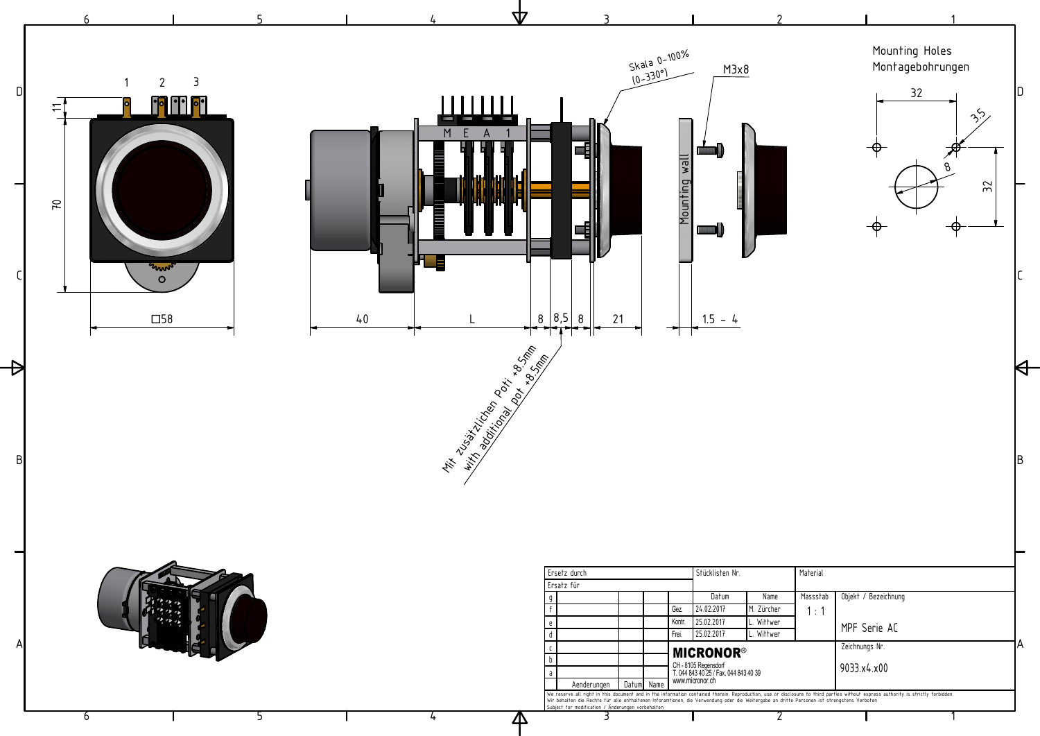Mounting Holes
Montagebohrungen

32

3.5

8

32

Skala 0-100%
(0-330°)

M3x8

Mounting wall

1 2 3

11

70

□58

M E A 1

40 L 8 8,5 8 21

1.5 - 4

Mit zusätzlichen Poti +8.5mm
with additional pot +8.5mm

| Ersatz durch | | | | Stücklisten Nr. | | Material | |
|---|---|---|---|---|---|---|---|
| Ersatz für | | | | | | | |
| g | | | | Datum | Name | Massstab | Objekt / Bezeichnung |
| f | | | Gez. | 24.02.2017 | M. Zürcher | 1 : 1 | |
| e | | | Kontr. | 25.02.2017 | L. Wittwer | | MPF Serie AC |
| d | | | Frei. | 25.02.2017 | L. Wittwer | | |
| c | | | MICRONOR® | | | Zeichnungs Nr. | |
| b | | | CH - 8105 Regensdorf | | | 9033.x4.x00 | |
| a | | | T. 044 843 40 25 / Fax. 044 843 40 39 | | | | |
| Aenderungen | Datum | Name | www.micronor.ch | | | | |

We reserve all right in this document and in the information contained therein. Reproduction, use or disclosure to third parties without express authority is strictly forbidden
Wir behalten die Rechte für alle enthaltenen Inforamtionen, die Verwendung oder die Weitergabe an dritte Personen ist strengstens Verboten
Subject for modification / Änderungen vorbehalten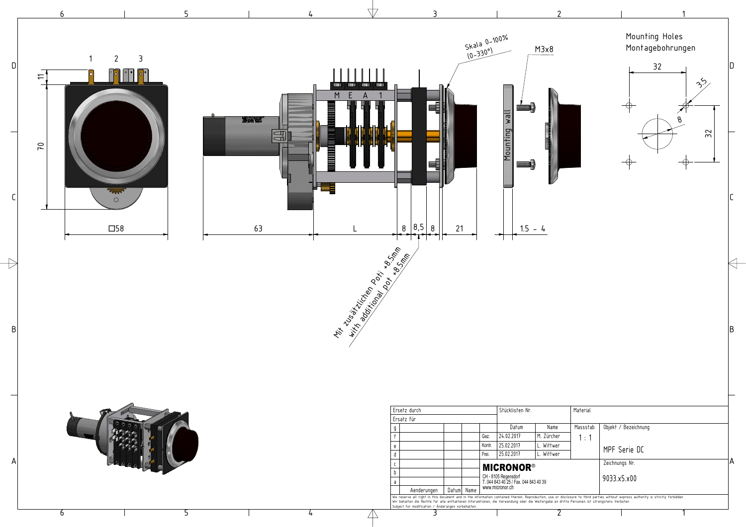Mounting Holes
Montagebohrungen

32

3.5

8

32

Skala 0-100%
(0-330°)

M3x8

Mounting wall

1 2 3

11

70

□58

63

L

8

8,5

8

21

1.5 - 4

M E A 1

Mit zusätzlichen Poti +8.5mm
with additional pot +8.5mm

| | | | | | | | | |
|---|---|---|---|---|---|---|---|---|
| Ersetz durch | | | | Stücklisten Nr. | | Material | | |
| Ersatz für | | | | | | | | |
| g | | | | Datum | Name | Massstab | Objekt / Bezeichnung | |
| f | | | Gez. | 24.02.2017 | M. Zürcher | 1 : 1 | | |
| e | | | Kontr. | 25.02.2017 | L. Wittwer | | MPF Serie DC | |
| d | | | Frei. | 25.02.2017 | L. Wittwer | | | |
| c | | | MICRONOR® | | | | Zeichnungs Nr. | |
| b | | | CH - 8105 Regensdorf | | | | 9033.x5.x00 | |
| a | | | T. 044 843 40 25 / Fax. 044 843 40 39 | | | | | |
| Aenderungen | Datum | Name | www.micronor.ch | | | | | |

We reserve all right in this document and in the information contained therein. Reproduction, use or disclosure to third parties without express authority is strictly forbidden
Wir behalten die Rechte für alle enthaltenen Inforamtionen, die Verwendung oder die Weitergabe an dritte Personen ist strengstens Verboten
Subject for modification / Änderungen vorbehalten